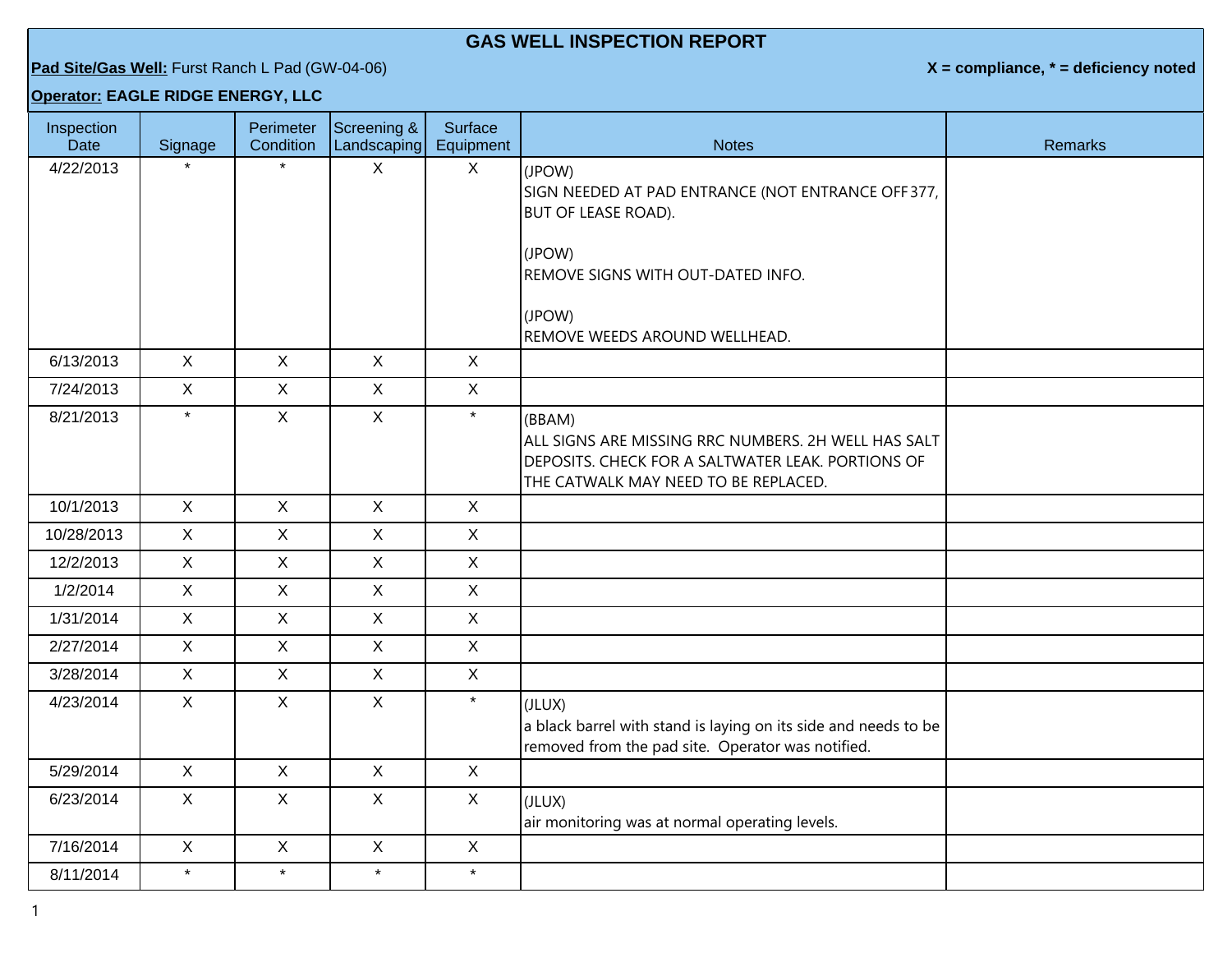# GAS WELL INSPECTION REPORT

**Pad Site/Gas Well:** Furst Ranch L Pad (GW-04-06)

**X = compliance, * = deficiency noted**

**Operator: EAGLE RIDGE ENERGY, LLC**

| Inspection Date | Signage | Perimeter Condition | Screening & Landscaping | Surface Equipment | Notes | Remarks |
|---|---|---|---|---|---|---|
| 4/22/2013 | * | * | X | X | (JPOW)<br>SIGN NEEDED AT PAD ENTRANCE (NOT ENTRANCE OFF 377, BUT OF LEASE ROAD).<br><br>(JPOW)<br>REMOVE SIGNS WITH OUT-DATED INFO.<br><br>(JPOW)<br>REMOVE WEEDS AROUND WELLHEAD. | |
| 6/13/2013 | X | X | X | X | | |
| 7/24/2013 | X | X | X | X | | |
| 8/21/2013 | * | X | X | * | (BBAM)<br>ALL SIGNS ARE MISSING RRC NUMBERS. 2H WELL HAS SALT DEPOSITS. CHECK FOR A SALTWATER LEAK. PORTIONS OF THE CATWALK MAY NEED TO BE REPLACED. | |
| 10/1/2013 | X | X | X | X | | |
| 10/28/2013 | X | X | X | X | | |
| 12/2/2013 | X | X | X | X | | |
| 1/2/2014 | X | X | X | X | | |
| 1/31/2014 | X | X | X | X | | |
| 2/27/2014 | X | X | X | X | | |
| 3/28/2014 | X | X | X | X | | |
| 4/23/2014 | X | X | X | * | (JLUX)<br>a black barrel with stand is laying on its side and needs to be removed from the pad site. Operator was notified. | |
| 5/29/2014 | X | X | X | X | | |
| 6/23/2014 | X | X | X | X | (JLUX)<br>air monitoring was at normal operating levels. | |
| 7/16/2014 | X | X | X | X | | |
| 8/11/2014 | * | * | * | * | | |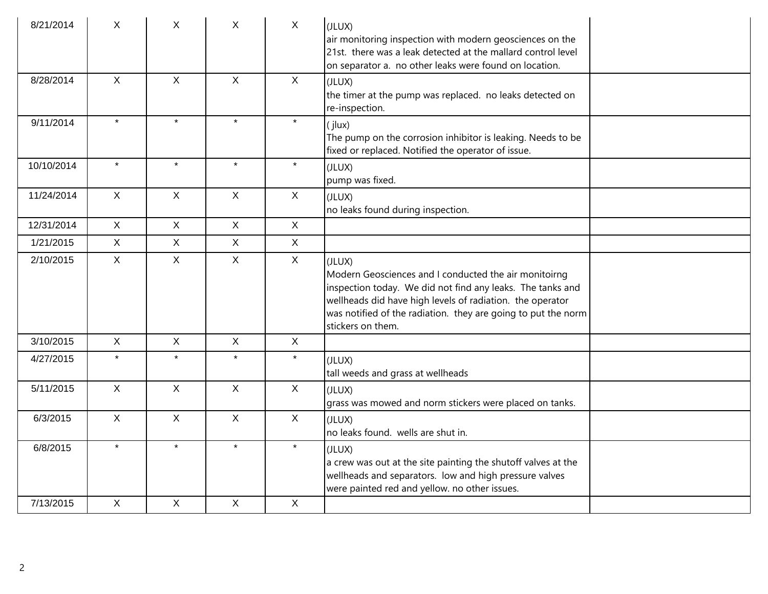| | | | | | | |
|---|---|---|---|---|---|---|
| 8/21/2014 | X | X | X | X | (JLUX)<br>air monitoring inspection with modern geosciences on the 21st. there was a leak detected at the mallard control level on separator a. no other leaks were found on location. | |
| 8/28/2014 | X | X | X | X | (JLUX)<br>the timer at the pump was replaced. no leaks detected on re-inspection. | |
| 9/11/2014 | * | * | * | * | ( jlux)<br>The pump on the corrosion inhibitor is leaking. Needs to be fixed or replaced. Notified the operator of issue. | |
| 10/10/2014 | * | * | * | * | (JLUX)<br>pump was fixed. | |
| 11/24/2014 | X | X | X | X | (JLUX)<br>no leaks found during inspection. | |
| 12/31/2014 | X | X | X | X | | |
| 1/21/2015 | X | X | X | X | | |
| 2/10/2015 | X | X | X | X | (JLUX)<br>Modern Geosciences and I conducted the air monitoirng inspection today. We did not find any leaks. The tanks and wellheads did have high levels of radiation. the operator was notified of the radiation. they are going to put the norm stickers on them. | |
| 3/10/2015 | X | X | X | X | | |
| 4/27/2015 | * | * | * | * | (JLUX)<br>tall weeds and grass at wellheads | |
| 5/11/2015 | X | X | X | X | (JLUX)<br>grass was mowed and norm stickers were placed on tanks. | |
| 6/3/2015 | X | X | X | X | (JLUX)<br>no leaks found. wells are shut in. | |
| 6/8/2015 | * | * | * | * | (JLUX)<br>a crew was out at the site painting the shutoff valves at the wellheads and separators. low and high pressure valves were painted red and yellow. no other issues. | |
| 7/13/2015 | X | X | X | X | | |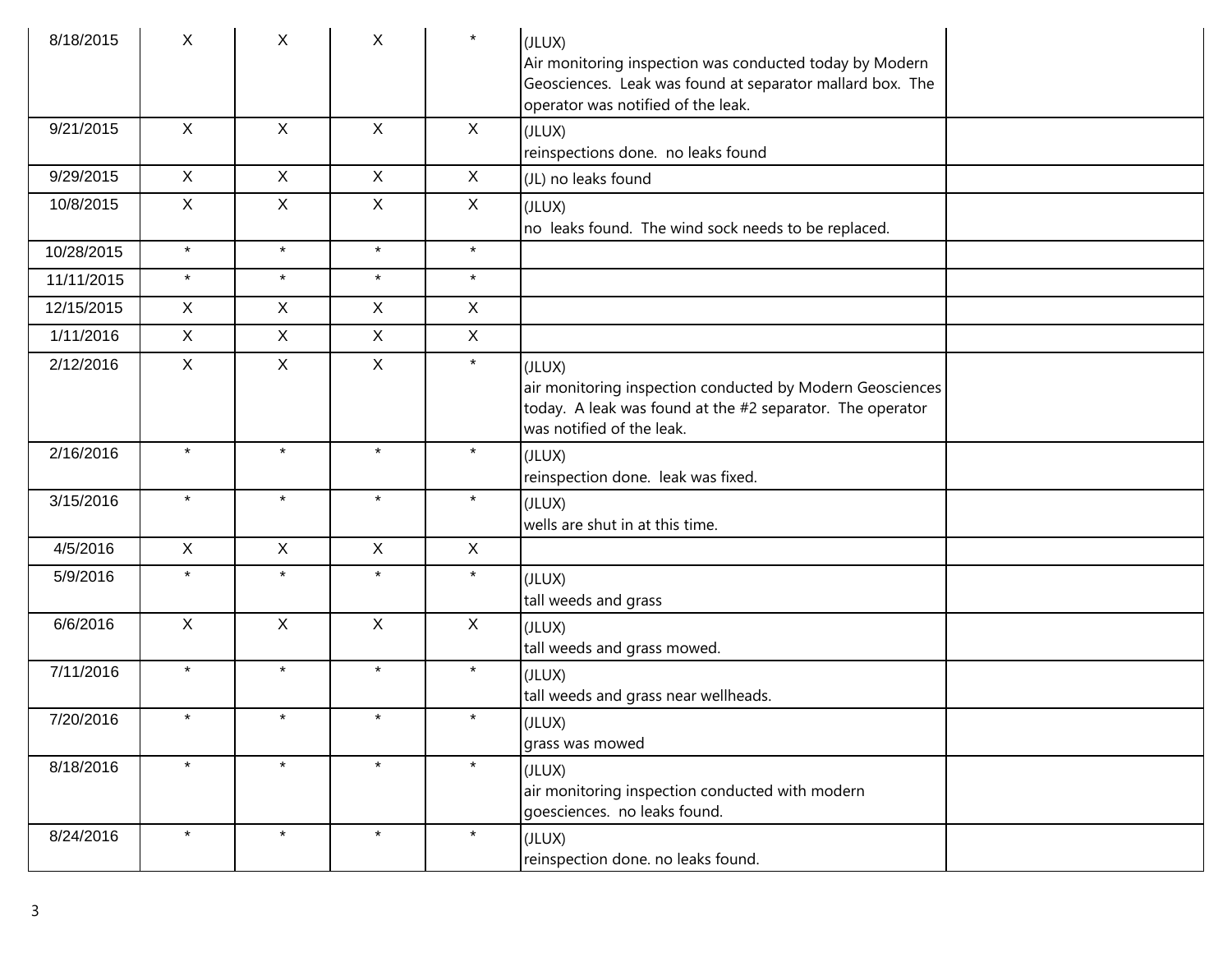| | | | | | | |
|---|---|---|---|---|---|---|
| 8/18/2015 | X | X | X | * | (JLUX)<br>Air monitoring inspection was conducted today by Modern Geosciences. Leak was found at separator mallard box. The operator was notified of the leak. | |
| 9/21/2015 | X | X | X | X | (JLUX)<br>reinspections done. no leaks found | |
| 9/29/2015 | X | X | X | X | (JL) no leaks found | |
| 10/8/2015 | X | X | X | X | (JLUX)<br>no leaks found. The wind sock needs to be replaced. | |
| 10/28/2015 | * | * | * | * | | |
| 11/11/2015 | * | * | * | * | | |
| 12/15/2015 | X | X | X | X | | |
| 1/11/2016 | X | X | X | X | | |
| 2/12/2016 | X | X | X | * | (JLUX)<br>air monitoring inspection conducted by Modern Geosciences today. A leak was found at the #2 separator. The operator was notified of the leak. | |
| 2/16/2016 | * | * | * | * | (JLUX)<br>reinspection done. leak was fixed. | |
| 3/15/2016 | * | * | * | * | (JLUX)<br>wells are shut in at this time. | |
| 4/5/2016 | X | X | X | X | | |
| 5/9/2016 | * | * | * | * | (JLUX)<br>tall weeds and grass | |
| 6/6/2016 | X | X | X | X | (JLUX)<br>tall weeds and grass mowed. | |
| 7/11/2016 | * | * | * | * | (JLUX)<br>tall weeds and grass near wellheads. | |
| 7/20/2016 | * | * | * | * | (JLUX)<br>grass was mowed | |
| 8/18/2016 | * | * | * | * | (JLUX)<br>air monitoring inspection conducted with modern goesciences. no leaks found. | |
| 8/24/2016 | * | * | * | * | (JLUX)<br>reinspection done. no leaks found. | |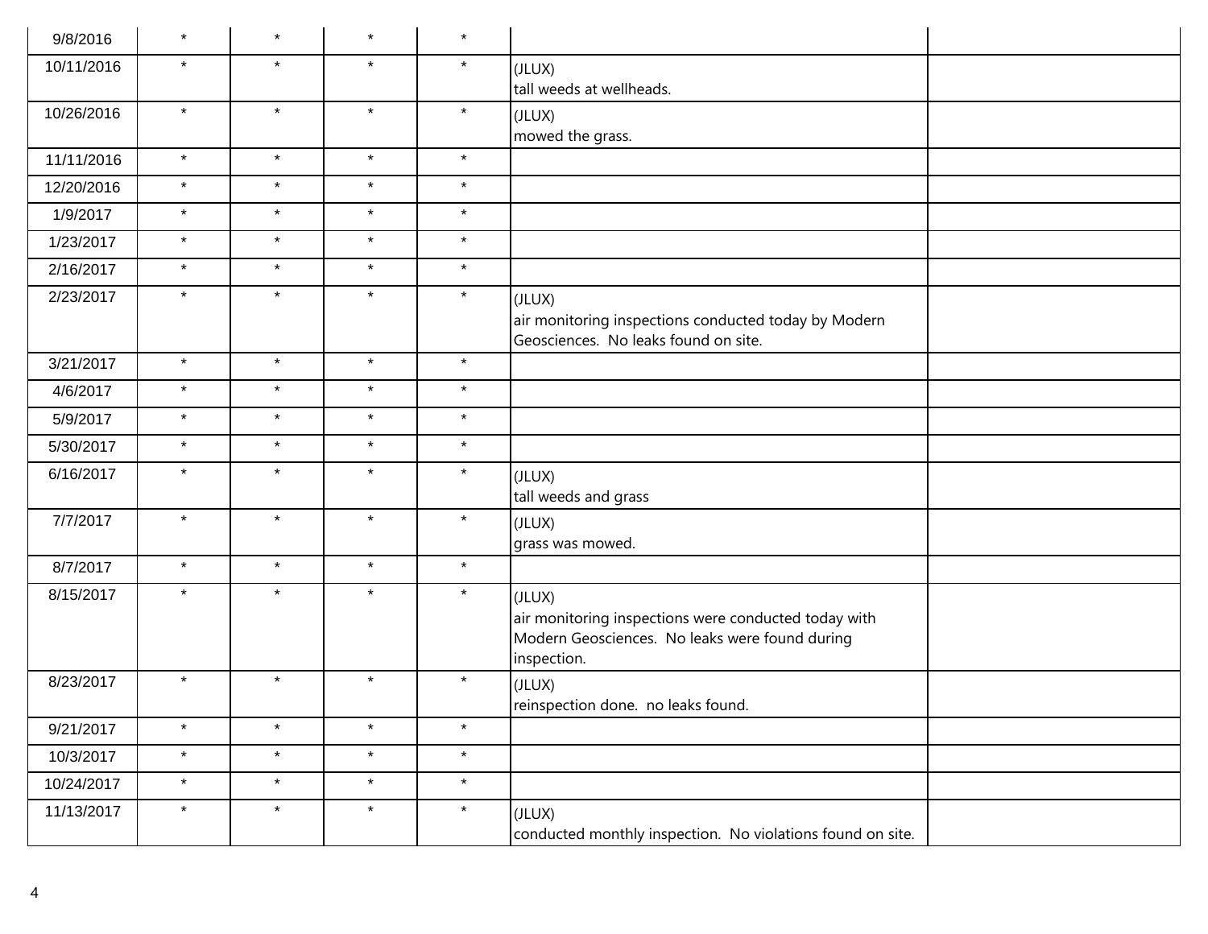| | | | | | | |
|---|---|---|---|---|---|---|
| 9/8/2016 | * | * | * | * | | |
| 10/11/2016 | * | * | * | * | (JLUX)<br>tall weeds at wellheads. | |
| 10/26/2016 | * | * | * | * | (JLUX)<br>mowed the grass. | |
| 11/11/2016 | * | * | * | * | | |
| 12/20/2016 | * | * | * | * | | |
| 1/9/2017 | * | * | * | * | | |
| 1/23/2017 | * | * | * | * | | |
| 2/16/2017 | * | * | * | * | | |
| 2/23/2017 | * | * | * | * | (JLUX)<br>air monitoring inspections conducted today by Modern Geosciences. No leaks found on site. | |
| 3/21/2017 | * | * | * | * | | |
| 4/6/2017 | * | * | * | * | | |
| 5/9/2017 | * | * | * | * | | |
| 5/30/2017 | * | * | * | * | | |
| 6/16/2017 | * | * | * | * | (JLUX)<br>tall weeds and grass | |
| 7/7/2017 | * | * | * | * | (JLUX)<br>grass was mowed. | |
| 8/7/2017 | * | * | * | * | | |
| 8/15/2017 | * | * | * | * | (JLUX)<br>air monitoring inspections were conducted today with Modern Geosciences. No leaks were found during inspection. | |
| 8/23/2017 | * | * | * | * | (JLUX)<br>reinspection done. no leaks found. | |
| 9/21/2017 | * | * | * | * | | |
| 10/3/2017 | * | * | * | * | | |
| 10/24/2017 | * | * | * | * | | |
| 11/13/2017 | * | * | * | * | (JLUX)<br>conducted monthly inspection. No violations found on site. | |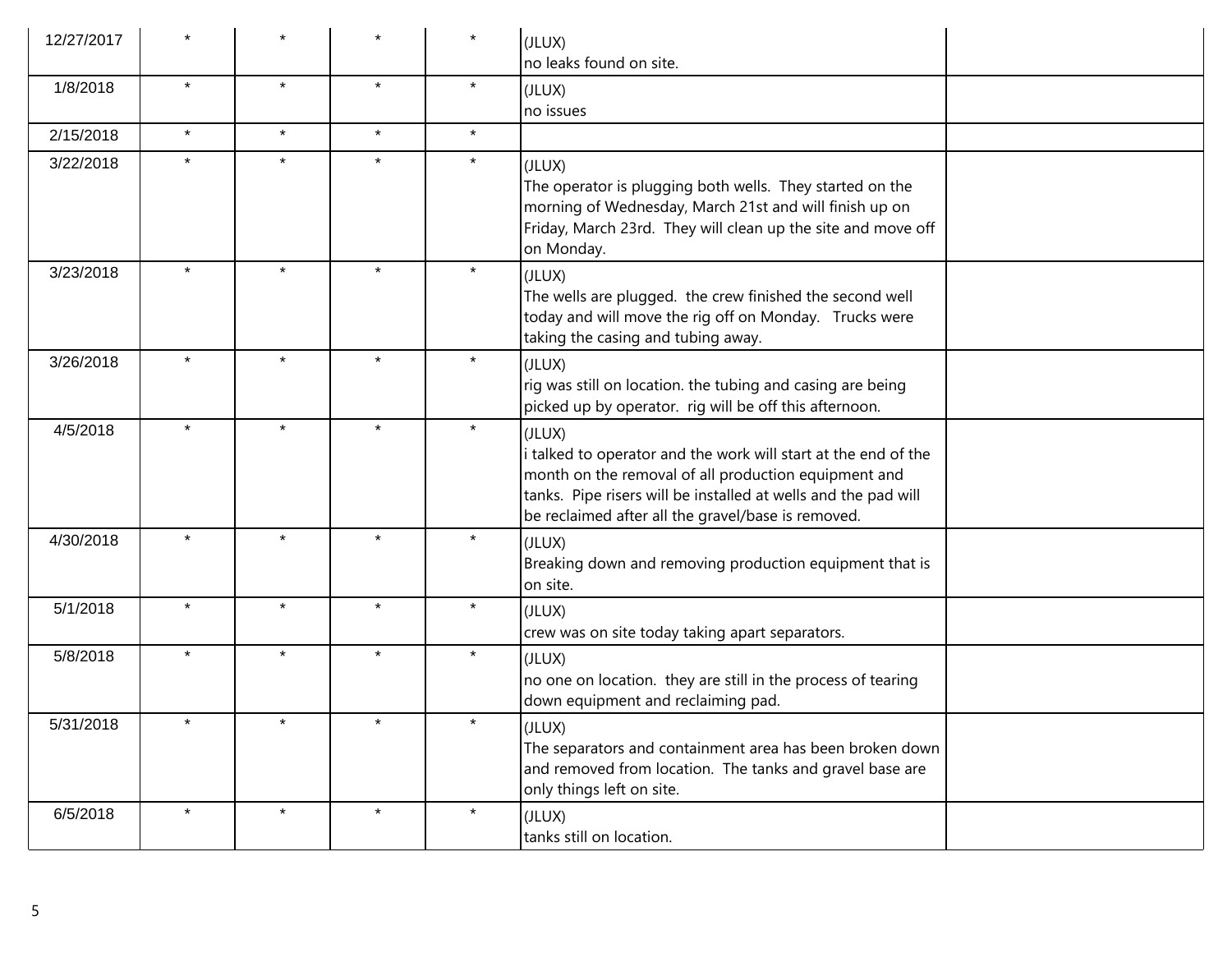| | | | | | | |
|---|---|---|---|---|---|---|
| 12/27/2017 | * | * | * | * | (JLUX)<br>no leaks found on site. | |
| 1/8/2018 | * | * | * | * | (JLUX)<br>no issues | |
| 2/15/2018 | * | * | * | * | | |
| 3/22/2018 | * | * | * | * | (JLUX)<br>The operator is plugging both wells. They started on the morning of Wednesday, March 21st and will finish up on Friday, March 23rd. They will clean up the site and move off on Monday. | |
| 3/23/2018 | * | * | * | * | (JLUX)<br>The wells are plugged. the crew finished the second well today and will move the rig off on Monday. Trucks were taking the casing and tubing away. | |
| 3/26/2018 | * | * | * | * | (JLUX)<br>rig was still on location. the tubing and casing are being picked up by operator. rig will be off this afternoon. | |
| 4/5/2018 | * | * | * | * | (JLUX)<br>i talked to operator and the work will start at the end of the month on the removal of all production equipment and tanks. Pipe risers will be installed at wells and the pad will be reclaimed after all the gravel/base is removed. | |
| 4/30/2018 | * | * | * | * | (JLUX)<br>Breaking down and removing production equipment that is on site. | |
| 5/1/2018 | * | * | * | * | (JLUX)<br>crew was on site today taking apart separators. | |
| 5/8/2018 | * | * | * | * | (JLUX)<br>no one on location. they are still in the process of tearing down equipment and reclaiming pad. | |
| 5/31/2018 | * | * | * | * | (JLUX)<br>The separators and containment area has been broken down and removed from location. The tanks and gravel base are only things left on site. | |
| 6/5/2018 | * | * | * | * | (JLUX)<br>tanks still on location. | |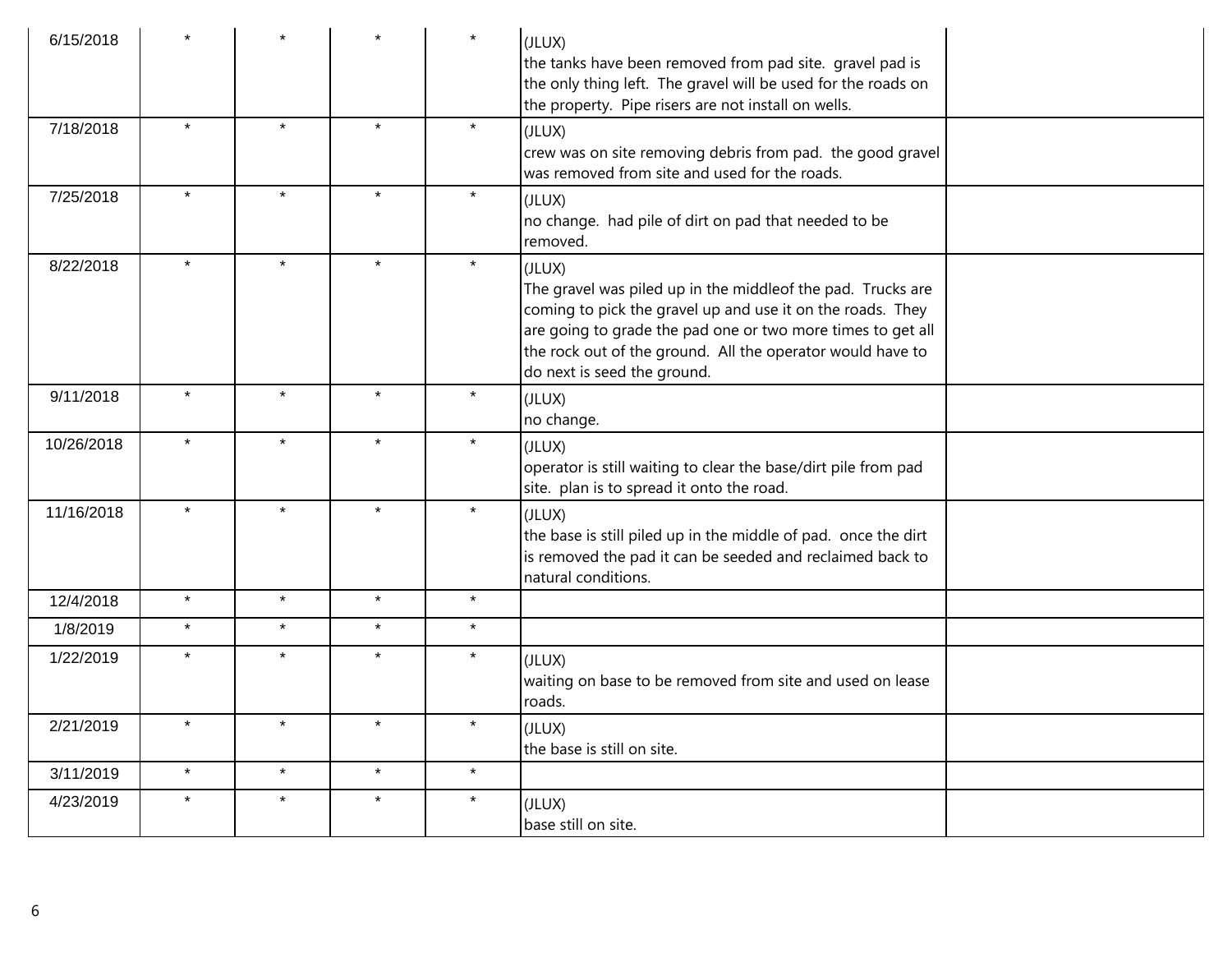| | | | | | | |
|---|---|---|---|---|---|---|
| 6/15/2018 | * | * | * | * | (JLUX)<br>the tanks have been removed from pad site. gravel pad is the only thing left. The gravel will be used for the roads on the property. Pipe risers are not install on wells. | |
| 7/18/2018 | * | * | * | * | (JLUX)<br>crew was on site removing debris from pad. the good gravel was removed from site and used for the roads. | |
| 7/25/2018 | * | * | * | * | (JLUX)<br>no change. had pile of dirt on pad that needed to be removed. | |
| 8/22/2018 | * | * | * | * | (JLUX)<br>The gravel was piled up in the middleof the pad. Trucks are coming to pick the gravel up and use it on the roads. They are going to grade the pad one or two more times to get all the rock out of the ground. All the operator would have to do next is seed the ground. | |
| 9/11/2018 | * | * | * | * | (JLUX)<br>no change. | |
| 10/26/2018 | * | * | * | * | (JLUX)<br>operator is still waiting to clear the base/dirt pile from pad site. plan is to spread it onto the road. | |
| 11/16/2018 | * | * | * | * | (JLUX)<br>the base is still piled up in the middle of pad. once the dirt is removed the pad it can be seeded and reclaimed back to natural conditions. | |
| 12/4/2018 | * | * | * | * | | |
| 1/8/2019 | * | * | * | * | | |
| 1/22/2019 | * | * | * | * | (JLUX)<br>waiting on base to be removed from site and used on lease roads. | |
| 2/21/2019 | * | * | * | * | (JLUX)<br>the base is still on site. | |
| 3/11/2019 | * | * | * | * | | |
| 4/23/2019 | * | * | * | * | (JLUX)<br>base still on site. | |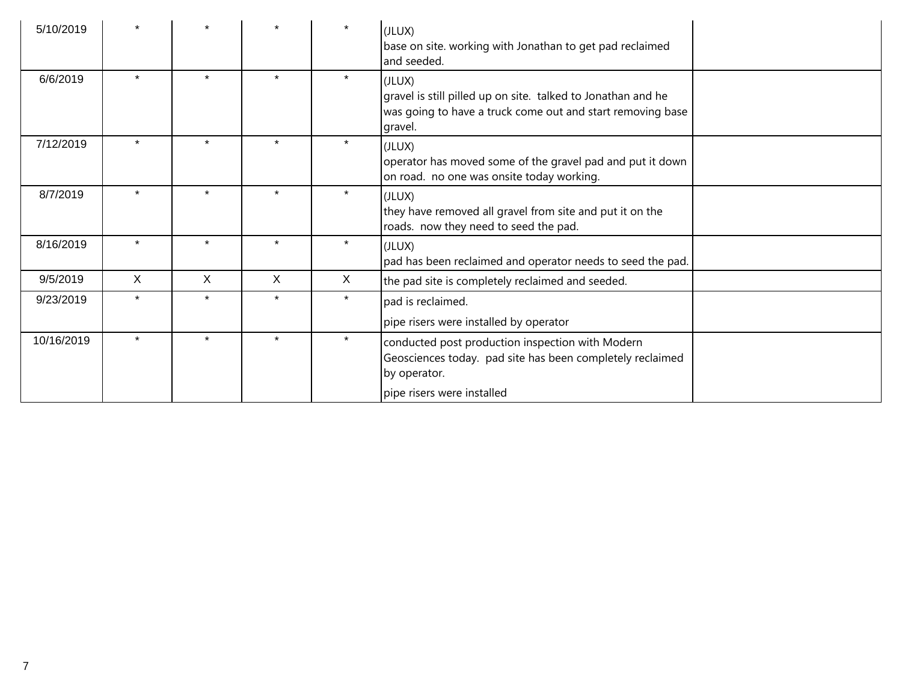| | | | | | | |
|---|---|---|---|---|---|---|
| 5/10/2019 | * | * | * | * | (JLUX)<br>base on site. working with Jonathan to get pad reclaimed and seeded. | |
| 6/6/2019 | * | * | * | * | (JLUX)<br>gravel is still pilled up on site. talked to Jonathan and he was going to have a truck come out and start removing base gravel. | |
| 7/12/2019 | * | * | * | * | (JLUX)<br>operator has moved some of the gravel pad and put it down on road. no one was onsite today working. | |
| 8/7/2019 | * | * | * | * | (JLUX)<br>they have removed all gravel from site and put it on the roads. now they need to seed the pad. | |
| 8/16/2019 | * | * | * | * | (JLUX)<br>pad has been reclaimed and operator needs to seed the pad. | |
| 9/5/2019 | X | X | X | X | the pad site is completely reclaimed and seeded. | |
| 9/23/2019 | * | * | * | * | pad is reclaimed.<br>pipe risers were installed by operator | |
| 10/16/2019 | * | * | * | * | conducted post production inspection with Modern Geosciences today. pad site has been completely reclaimed by operator.<br>pipe risers were installed | |